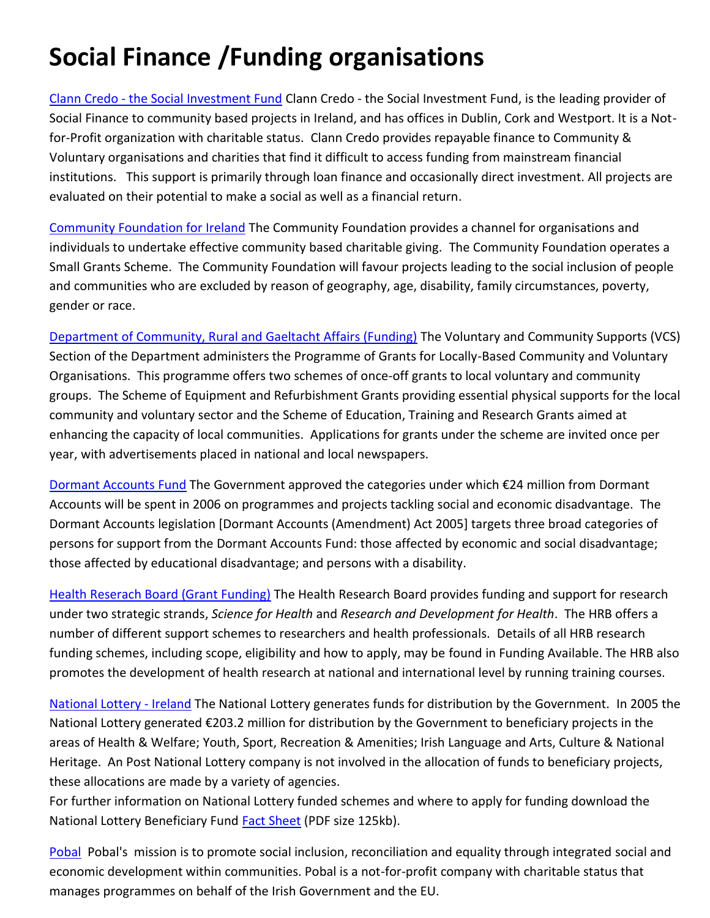# Social Finance /Funding organisations

Clann Credo - the Social Investment Fund Clann Credo - the Social Investment Fund, is the leading provider of Social Finance to community based projects in Ireland, and has offices in Dublin, Cork and Westport. It is a Not-for-Profit organization with charitable status. Clann Credo provides repayable finance to Community & Voluntary organisations and charities that find it difficult to access funding from mainstream financial institutions. This support is primarily through loan finance and occasionally direct investment. All projects are evaluated on their potential to make a social as well as a financial return.

Community Foundation for Ireland The Community Foundation provides a channel for organisations and individuals to undertake effective community based charitable giving. The Community Foundation operates a Small Grants Scheme. The Community Foundation will favour projects leading to the social inclusion of people and communities who are excluded by reason of geography, age, disability, family circumstances, poverty, gender or race.

Department of Community, Rural and Gaeltacht Affairs (Funding) The Voluntary and Community Supports (VCS) Section of the Department administers the Programme of Grants for Locally-Based Community and Voluntary Organisations. This programme offers two schemes of once-off grants to local voluntary and community groups. The Scheme of Equipment and Refurbishment Grants providing essential physical supports for the local community and voluntary sector and the Scheme of Education, Training and Research Grants aimed at enhancing the capacity of local communities. Applications for grants under the scheme are invited once per year, with advertisements placed in national and local newspapers.

Dormant Accounts Fund The Government approved the categories under which €24 million from Dormant Accounts will be spent in 2006 on programmes and projects tackling social and economic disadvantage. The Dormant Accounts legislation [Dormant Accounts (Amendment) Act 2005] targets three broad categories of persons for support from the Dormant Accounts Fund: those affected by economic and social disadvantage; those affected by educational disadvantage; and persons with a disability.

Health Reserach Board (Grant Funding) The Health Research Board provides funding and support for research under two strategic strands, *Science for Health* and *Research and Development for Health*. The HRB offers a number of different support schemes to researchers and health professionals. Details of all HRB research funding schemes, including scope, eligibility and how to apply, may be found in Funding Available. The HRB also promotes the development of health research at national and international level by running training courses.

National Lottery - Ireland The National Lottery generates funds for distribution by the Government. In 2005 the National Lottery generated €203.2 million for distribution by the Government to beneficiary projects in the areas of Health & Welfare; Youth, Sport, Recreation & Amenities; Irish Language and Arts, Culture & National Heritage. An Post National Lottery company is not involved in the allocation of funds to beneficiary projects, these allocations are made by a variety of agencies.
For further information on National Lottery funded schemes and where to apply for funding download the National Lottery Beneficiary Fund Fact Sheet (PDF size 125kb).

Pobal Pobal's mission is to promote social inclusion, reconciliation and equality through integrated social and economic development within communities. Pobal is a not-for-profit company with charitable status that manages programmes on behalf of the Irish Government and the EU.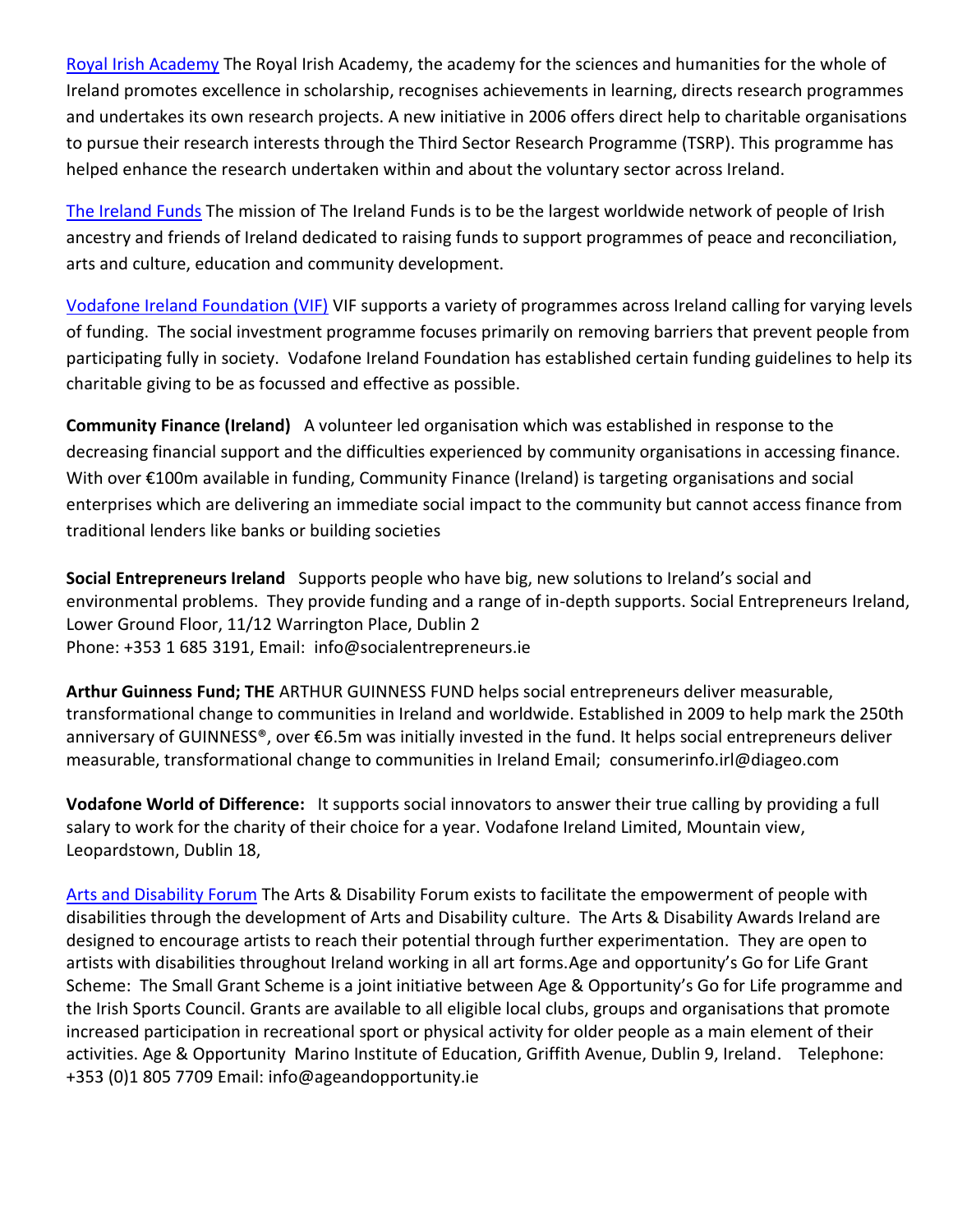Royal Irish Academy The Royal Irish Academy, the academy for the sciences and humanities for the whole of Ireland promotes excellence in scholarship, recognises achievements in learning, directs research programmes and undertakes its own research projects. A new initiative in 2006 offers direct help to charitable organisations to pursue their research interests through the Third Sector Research Programme (TSRP). This programme has helped enhance the research undertaken within and about the voluntary sector across Ireland.

The Ireland Funds The mission of The Ireland Funds is to be the largest worldwide network of people of Irish ancestry and friends of Ireland dedicated to raising funds to support programmes of peace and reconciliation, arts and culture, education and community development.

Vodafone Ireland Foundation (VIF) VIF supports a variety of programmes across Ireland calling for varying levels of funding. The social investment programme focuses primarily on removing barriers that prevent people from participating fully in society. Vodafone Ireland Foundation has established certain funding guidelines to help its charitable giving to be as focussed and effective as possible.

**Community Finance (Ireland)** A volunteer led organisation which was established in response to the decreasing financial support and the difficulties experienced by community organisations in accessing finance. With over €100m available in funding, Community Finance (Ireland) is targeting organisations and social enterprises which are delivering an immediate social impact to the community but cannot access finance from traditional lenders like banks or building societies

**Social Entrepreneurs Ireland** Supports people who have big, new solutions to Ireland's social and environmental problems. They provide funding and a range of in-depth supports. Social Entrepreneurs Ireland, Lower Ground Floor, 11/12 Warrington Place, Dublin 2
Phone: +353 1 685 3191, Email: info@socialentrepreneurs.ie

**Arthur Guinness Fund; THE** ARTHUR GUINNESS FUND helps social entrepreneurs deliver measurable, transformational change to communities in Ireland and worldwide. Established in 2009 to help mark the 250th anniversary of GUINNESS®, over €6.5m was initially invested in the fund. It helps social entrepreneurs deliver measurable, transformational change to communities in Ireland Email; consumerinfo.irl@diageo.com

**Vodafone World of Difference:** It supports social innovators to answer their true calling by providing a full salary to work for the charity of their choice for a year. Vodafone Ireland Limited, Mountain view, Leopardstown, Dublin 18,

Arts and Disability Forum The Arts & Disability Forum exists to facilitate the empowerment of people with disabilities through the development of Arts and Disability culture. The Arts & Disability Awards Ireland are designed to encourage artists to reach their potential through further experimentation. They are open to artists with disabilities throughout Ireland working in all art forms.Age and opportunity's Go for Life Grant Scheme: The Small Grant Scheme is a joint initiative between Age & Opportunity's Go for Life programme and the Irish Sports Council. Grants are available to all eligible local clubs, groups and organisations that promote increased participation in recreational sport or physical activity for older people as a main element of their activities. Age & Opportunity Marino Institute of Education, Griffith Avenue, Dublin 9, Ireland. Telephone: +353 (0)1 805 7709 Email: info@ageandopportunity.ie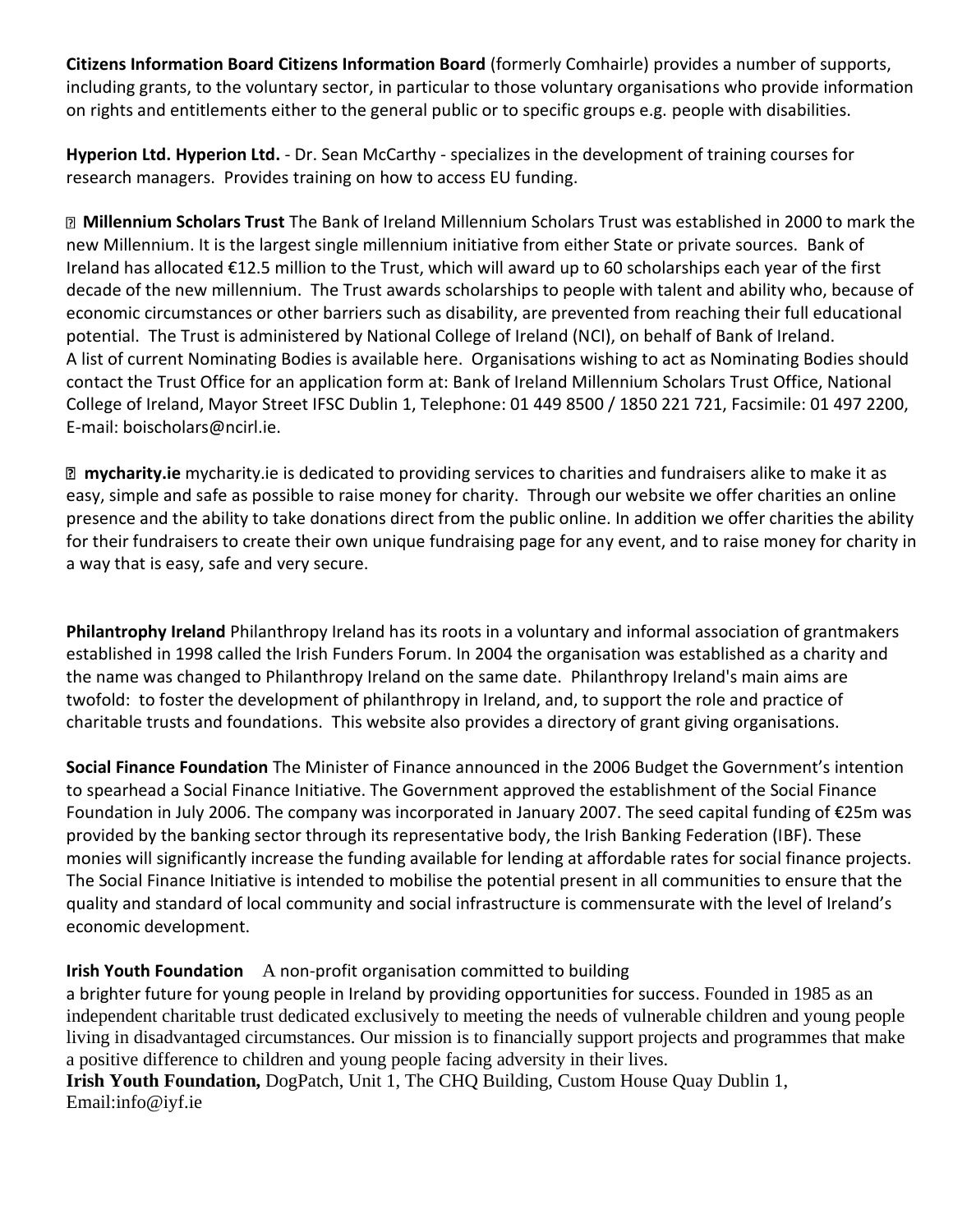**Citizens Information Board Citizens Information Board** (formerly Comhairle) provides a number of supports, including grants, to the voluntary sector, in particular to those voluntary organisations who provide information on rights and entitlements either to the general public or to specific groups e.g. people with disabilities.

**Hyperion Ltd. Hyperion Ltd.** - Dr. Sean McCarthy - specializes in the development of training courses for research managers. Provides training on how to access EU funding.

- **Millennium Scholars Trust** The Bank of Ireland Millennium Scholars Trust was established in 2000 to mark the new Millennium. It is the largest single millennium initiative from either State or private sources. Bank of Ireland has allocated €12.5 million to the Trust, which will award up to 60 scholarships each year of the first decade of the new millennium. The Trust awards scholarships to people with talent and ability who, because of economic circumstances or other barriers such as disability, are prevented from reaching their full educational potential. The Trust is administered by National College of Ireland (NCI), on behalf of Bank of Ireland. A list of current Nominating Bodies is available here. Organisations wishing to act as Nominating Bodies should contact the Trust Office for an application form at: Bank of Ireland Millennium Scholars Trust Office, National College of Ireland, Mayor Street IFSC Dublin 1, Telephone: 01 449 8500 / 1850 221 721, Facsimile: 01 497 2200, E-mail: boischolars@ncirl.ie.

- **mycharity.ie** mycharity.ie is dedicated to providing services to charities and fundraisers alike to make it as easy, simple and safe as possible to raise money for charity. Through our website we offer charities an online presence and the ability to take donations direct from the public online. In addition we offer charities the ability for their fundraisers to create their own unique fundraising page for any event, and to raise money for charity in a way that is easy, safe and very secure.

**Philantrophy Ireland** Philanthropy Ireland has its roots in a voluntary and informal association of grantmakers established in 1998 called the Irish Funders Forum. In 2004 the organisation was established as a charity and the name was changed to Philanthropy Ireland on the same date. Philanthropy Ireland's main aims are twofold: to foster the development of philanthropy in Ireland, and, to support the role and practice of charitable trusts and foundations. This website also provides a directory of grant giving organisations.

**Social Finance Foundation** The Minister of Finance announced in the 2006 Budget the Government's intention to spearhead a Social Finance Initiative. The Government approved the establishment of the Social Finance Foundation in July 2006. The company was incorporated in January 2007. The seed capital funding of €25m was provided by the banking sector through its representative body, the Irish Banking Federation (IBF). These monies will significantly increase the funding available for lending at affordable rates for social finance projects. The Social Finance Initiative is intended to mobilise the potential present in all communities to ensure that the quality and standard of local community and social infrastructure is commensurate with the level of Ireland's economic development.

**Irish Youth Foundation** A non-profit organisation committed to building a brighter future for young people in Ireland by providing opportunities for success. Founded in 1985 as an independent charitable trust dedicated exclusively to meeting the needs of vulnerable children and young people living in disadvantaged circumstances. Our mission is to financially support projects and programmes that make a positive difference to children and young people facing adversity in their lives.
**Irish Youth Foundation,** DogPatch, Unit 1, The CHQ Building, Custom House Quay Dublin 1, Email:info@iyf.ie